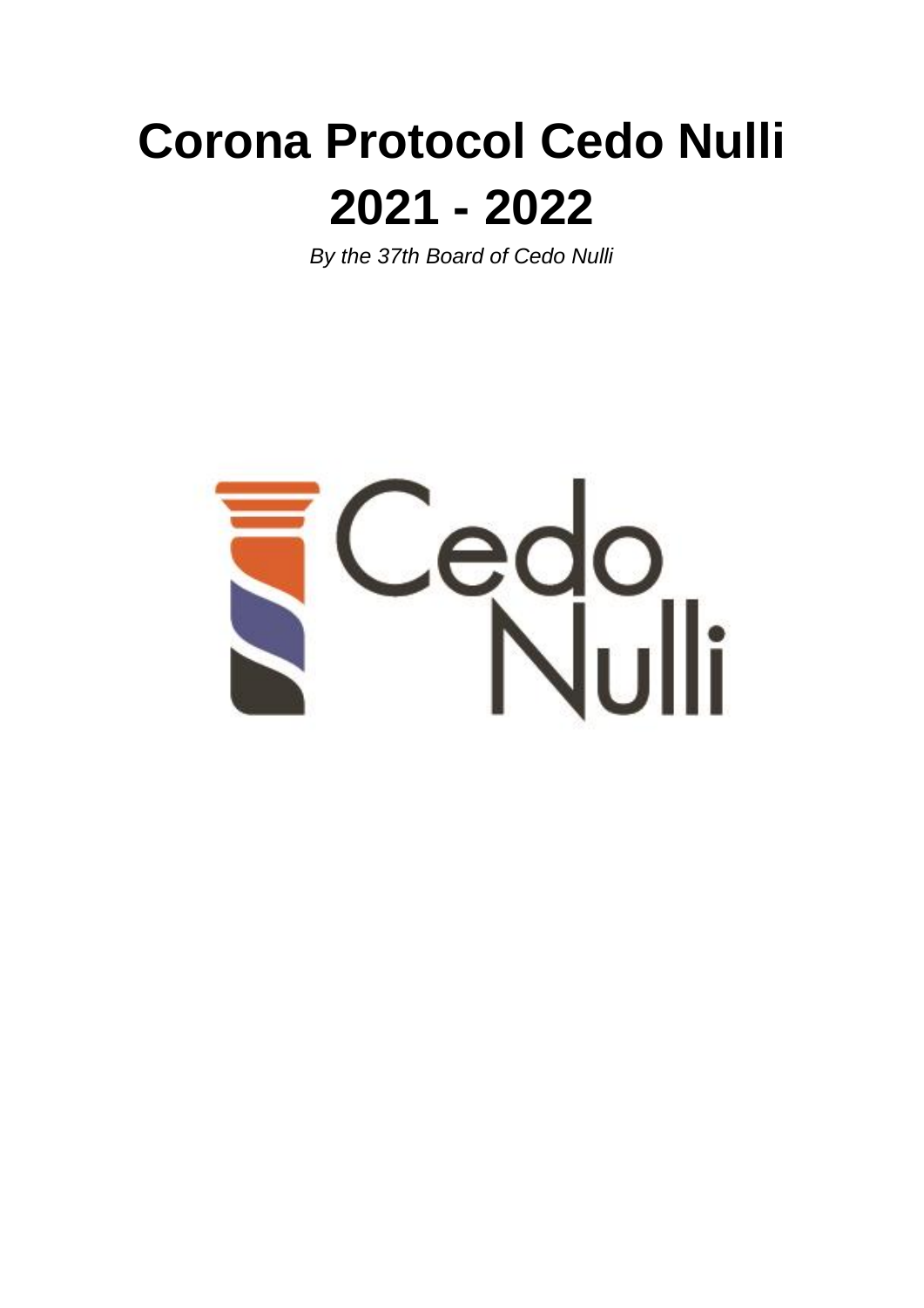# Corona Protocol Cedo Nulli 2021 - 2022

*By the 37th Board of Cedo Nulli*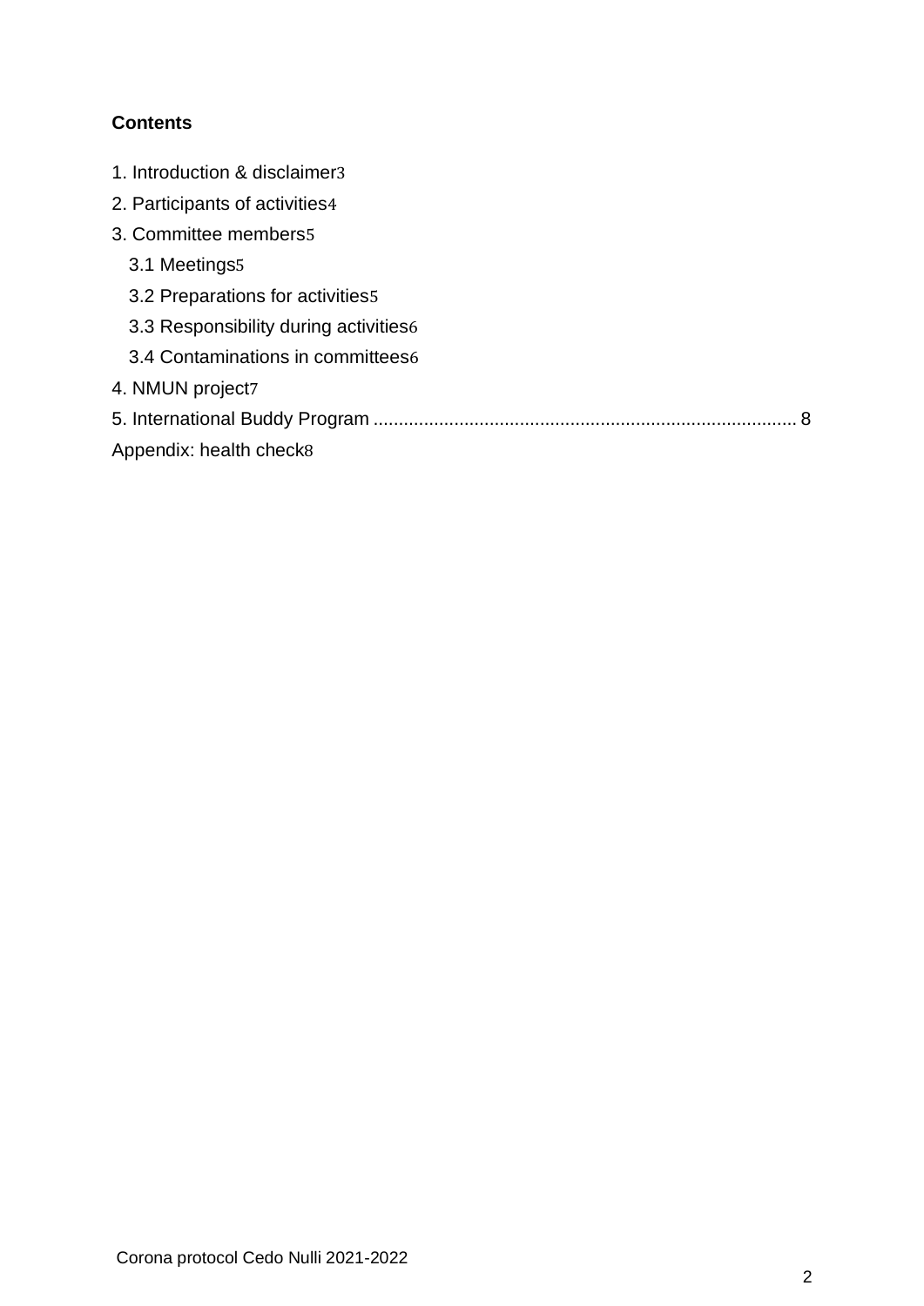**Contents**

1. Introduction & disclaimer3
2. Participants of activities4
3. Committee members5
   3.1 Meetings5
   3.2 Preparations for activities5
   3.3 Responsibility during activities6
   3.4 Contaminations in committees6
4. NMUN project7
5. International Buddy Program .................................................................................. 8

Appendix: health check8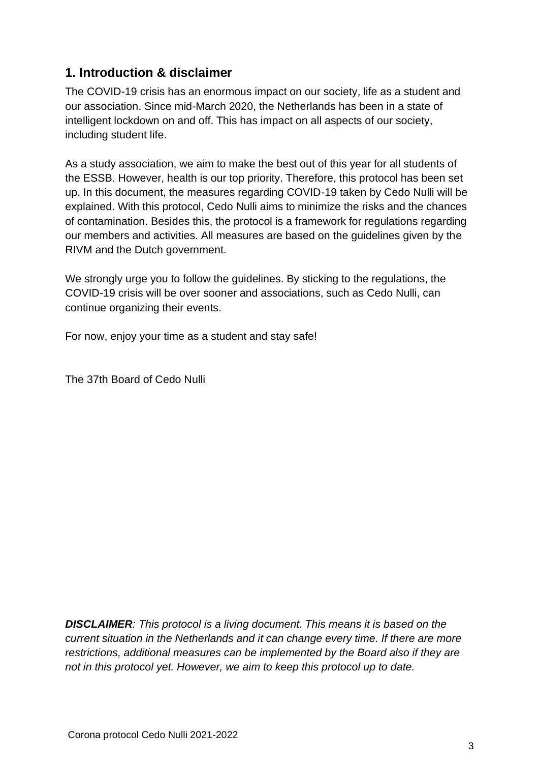## 1. Introduction & disclaimer

The COVID-19 crisis has an enormous impact on our society, life as a student and our association. Since mid-March 2020, the Netherlands has been in a state of intelligent lockdown on and off. This has impact on all aspects of our society, including student life.

As a study association, we aim to make the best out of this year for all students of the ESSB. However, health is our top priority. Therefore, this protocol has been set up. In this document, the measures regarding COVID-19 taken by Cedo Nulli will be explained. With this protocol, Cedo Nulli aims to minimize the risks and the chances of contamination. Besides this, the protocol is a framework for regulations regarding our members and activities. All measures are based on the guidelines given by the RIVM and the Dutch government.

We strongly urge you to follow the guidelines. By sticking to the regulations, the COVID-19 crisis will be over sooner and associations, such as Cedo Nulli, can continue organizing their events.

For now, enjoy your time as a student and stay safe!

The 37th Board of Cedo Nulli

***DISCLAIMER**: This protocol is a living document. This means it is based on the current situation in the Netherlands and it can change every time. If there are more restrictions, additional measures can be implemented by the Board also if they are not in this protocol yet. However, we aim to keep this protocol up to date.*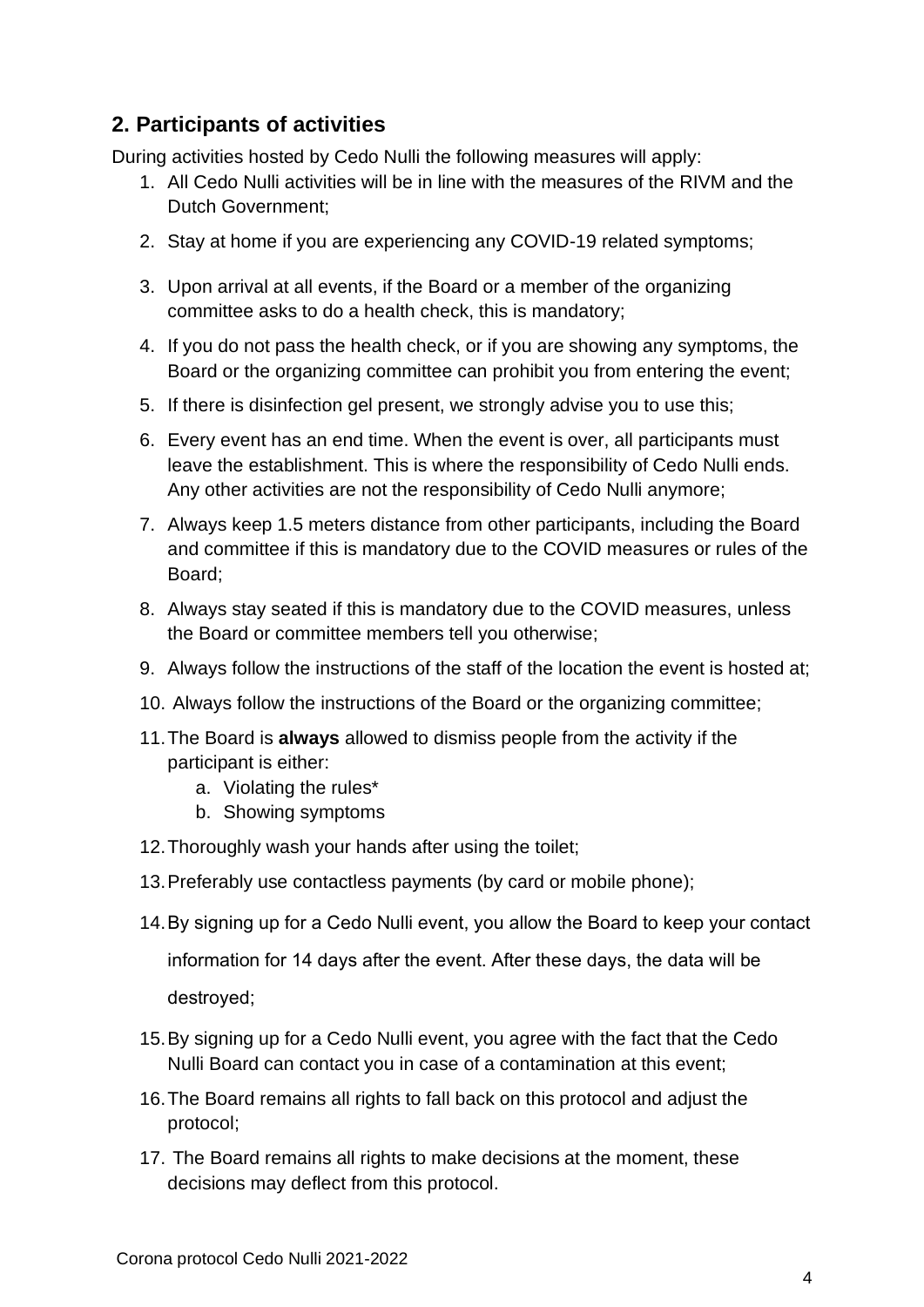## 2. Participants of activities

During activities hosted by Cedo Nulli the following measures will apply:

1. All Cedo Nulli activities will be in line with the measures of the RIVM and the Dutch Government;
2. Stay at home if you are experiencing any COVID-19 related symptoms;
3. Upon arrival at all events, if the Board or a member of the organizing committee asks to do a health check, this is mandatory;
4. If you do not pass the health check, or if you are showing any symptoms, the Board or the organizing committee can prohibit you from entering the event;
5. If there is disinfection gel present, we strongly advise you to use this;
6. Every event has an end time. When the event is over, all participants must leave the establishment. This is where the responsibility of Cedo Nulli ends. Any other activities are not the responsibility of Cedo Nulli anymore;
7. Always keep 1.5 meters distance from other participants, including the Board and committee if this is mandatory due to the COVID measures or rules of the Board;
8. Always stay seated if this is mandatory due to the COVID measures, unless the Board or committee members tell you otherwise;
9. Always follow the instructions of the staff of the location the event is hosted at;
10. Always follow the instructions of the Board or the organizing committee;
11. The Board is **always** allowed to dismiss people from the activity if the participant is either:
    a. Violating the rules*
    b. Showing symptoms
12. Thoroughly wash your hands after using the toilet;
13. Preferably use contactless payments (by card or mobile phone);
14. By signing up for a Cedo Nulli event, you allow the Board to keep your contact information for 14 days after the event. After these days, the data will be destroyed;
15. By signing up for a Cedo Nulli event, you agree with the fact that the Cedo Nulli Board can contact you in case of a contamination at this event;
16. The Board remains all rights to fall back on this protocol and adjust the protocol;
17. The Board remains all rights to make decisions at the moment, these decisions may deflect from this protocol.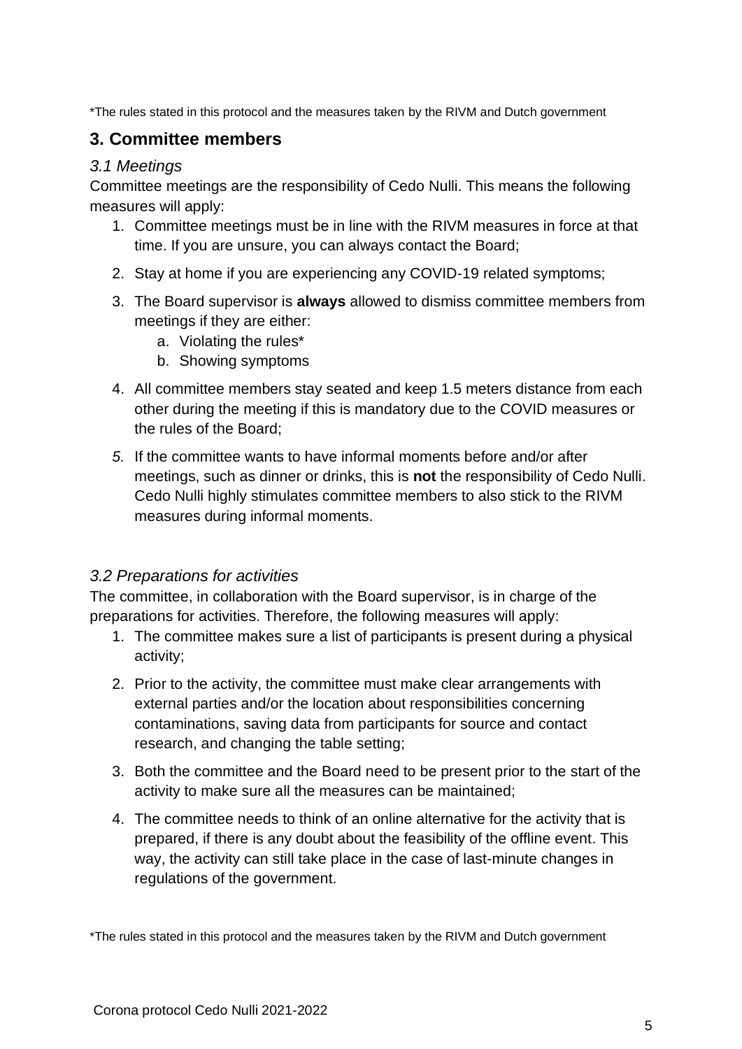*The rules stated in this protocol and the measures taken by the RIVM and Dutch government

## 3. Committee members

### *3.1 Meetings*

Committee meetings are the responsibility of Cedo Nulli. This means the following measures will apply:

1. Committee meetings must be in line with the RIVM measures in force at that time. If you are unsure, you can always contact the Board;
2. Stay at home if you are experiencing any COVID-19 related symptoms;
3. The Board supervisor is **always** allowed to dismiss committee members from meetings if they are either:
   a. Violating the rules*
   b. Showing symptoms
4. All committee members stay seated and keep 1.5 meters distance from each other during the meeting if this is mandatory due to the COVID measures or the rules of the Board;
5. If the committee wants to have informal moments before and/or after meetings, such as dinner or drinks, this is **not** the responsibility of Cedo Nulli. Cedo Nulli highly stimulates committee members to also stick to the RIVM measures during informal moments.

### *3.2 Preparations for activities*

The committee, in collaboration with the Board supervisor, is in charge of the preparations for activities. Therefore, the following measures will apply:

1. The committee makes sure a list of participants is present during a physical activity;
2. Prior to the activity, the committee must make clear arrangements with external parties and/or the location about responsibilities concerning contaminations, saving data from participants for source and contact research, and changing the table setting;
3. Both the committee and the Board need to be present prior to the start of the activity to make sure all the measures can be maintained;
4. The committee needs to think of an online alternative for the activity that is prepared, if there is any doubt about the feasibility of the offline event. This way, the activity can still take place in the case of last-minute changes in regulations of the government.

*The rules stated in this protocol and the measures taken by the RIVM and Dutch government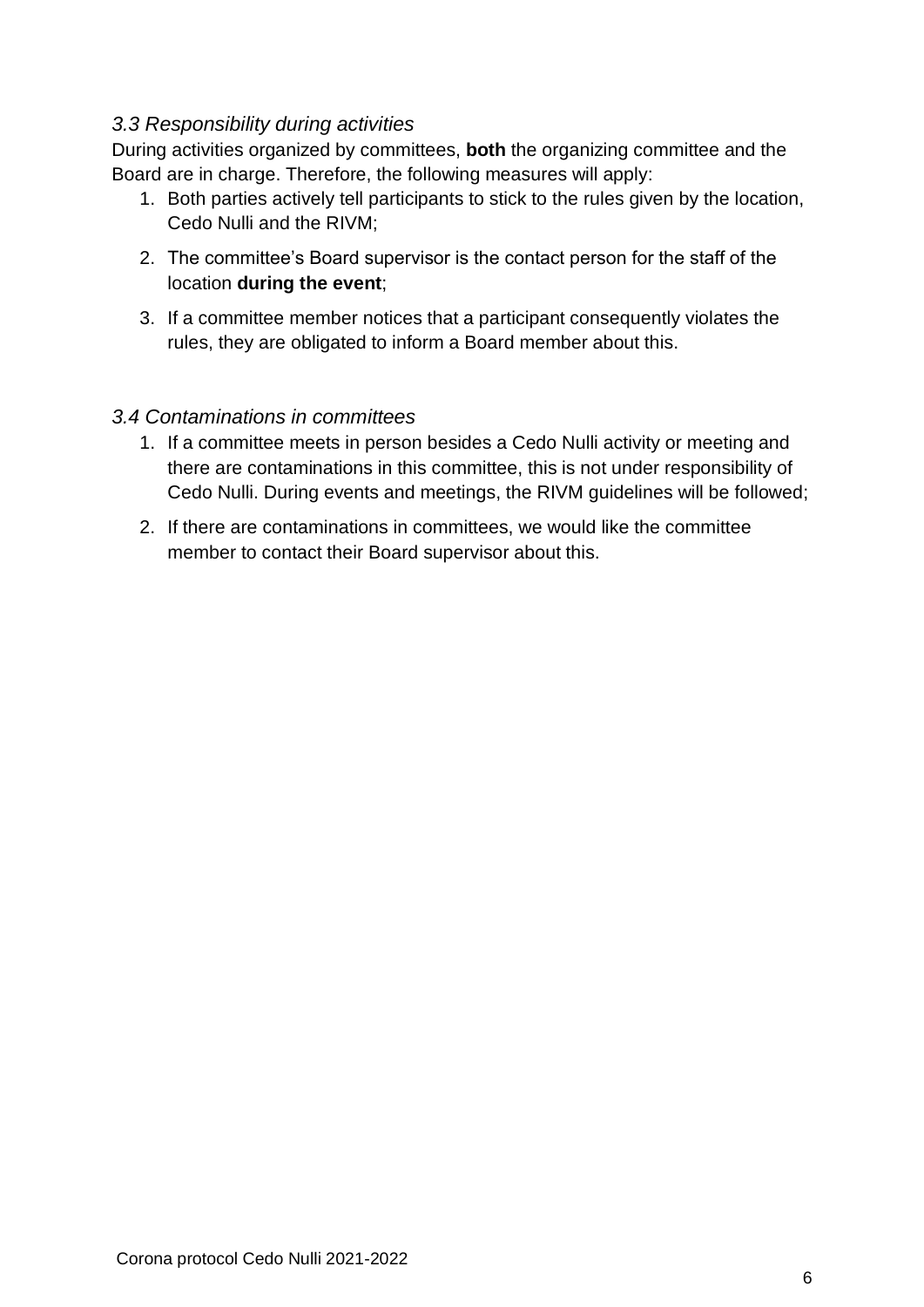### *3.3 Responsibility during activities*

During activities organized by committees, **both** the organizing committee and the Board are in charge. Therefore, the following measures will apply:

1. Both parties actively tell participants to stick to the rules given by the location, Cedo Nulli and the RIVM;
2. The committee's Board supervisor is the contact person for the staff of the location **during the event**;
3. If a committee member notices that a participant consequently violates the rules, they are obligated to inform a Board member about this.

### *3.4 Contaminations in committees*

1. If a committee meets in person besides a Cedo Nulli activity or meeting and there are contaminations in this committee, this is not under responsibility of Cedo Nulli. During events and meetings, the RIVM guidelines will be followed;
2. If there are contaminations in committees, we would like the committee member to contact their Board supervisor about this.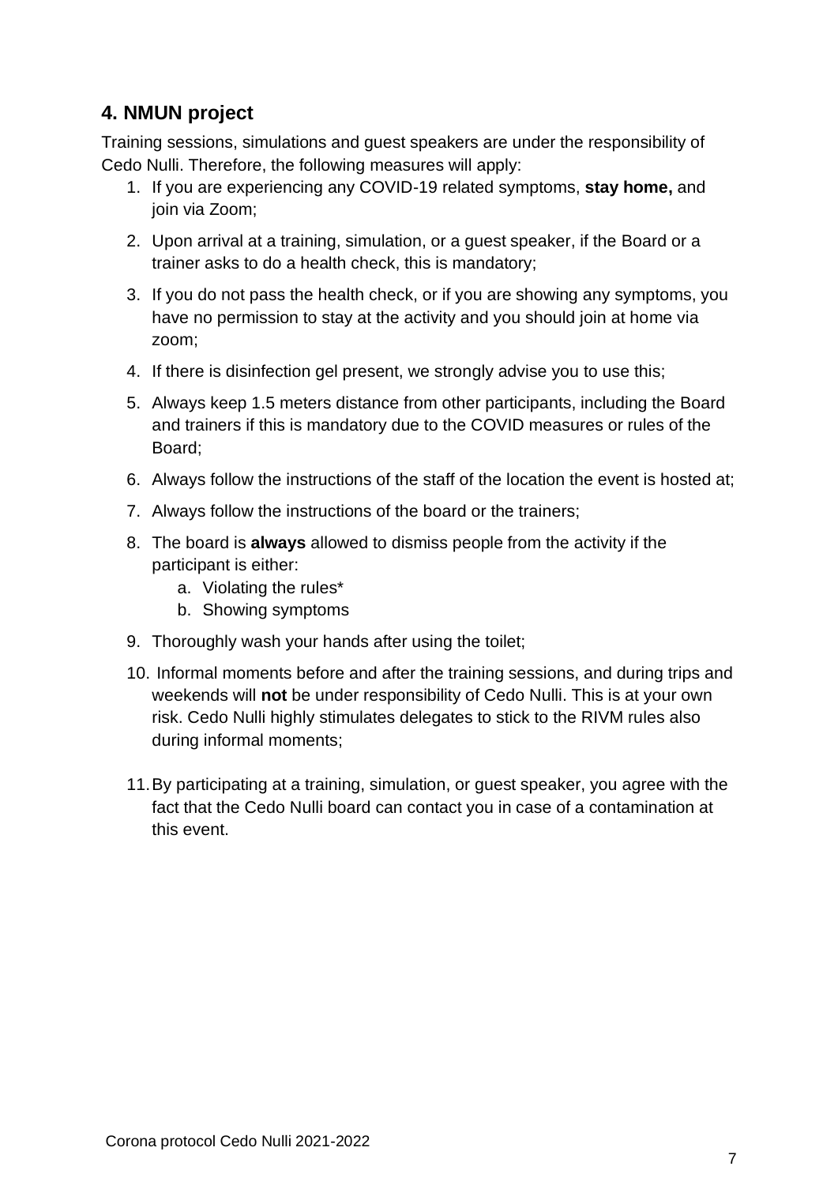## 4. NMUN project

Training sessions, simulations and guest speakers are under the responsibility of Cedo Nulli. Therefore, the following measures will apply:

1. If you are experiencing any COVID-19 related symptoms, **stay home,** and join via Zoom;
2. Upon arrival at a training, simulation, or a guest speaker, if the Board or a trainer asks to do a health check, this is mandatory;
3. If you do not pass the health check, or if you are showing any symptoms, you have no permission to stay at the activity and you should join at home via zoom;
4. If there is disinfection gel present, we strongly advise you to use this;
5. Always keep 1.5 meters distance from other participants, including the Board and trainers if this is mandatory due to the COVID measures or rules of the Board;
6. Always follow the instructions of the staff of the location the event is hosted at;
7. Always follow the instructions of the board or the trainers;
8. The board is **always** allowed to dismiss people from the activity if the participant is either:
   a. Violating the rules*
   b. Showing symptoms
9. Thoroughly wash your hands after using the toilet;
10. Informal moments before and after the training sessions, and during trips and weekends will **not** be under responsibility of Cedo Nulli. This is at your own risk. Cedo Nulli highly stimulates delegates to stick to the RIVM rules also during informal moments;
11. By participating at a training, simulation, or guest speaker, you agree with the fact that the Cedo Nulli board can contact you in case of a contamination at this event.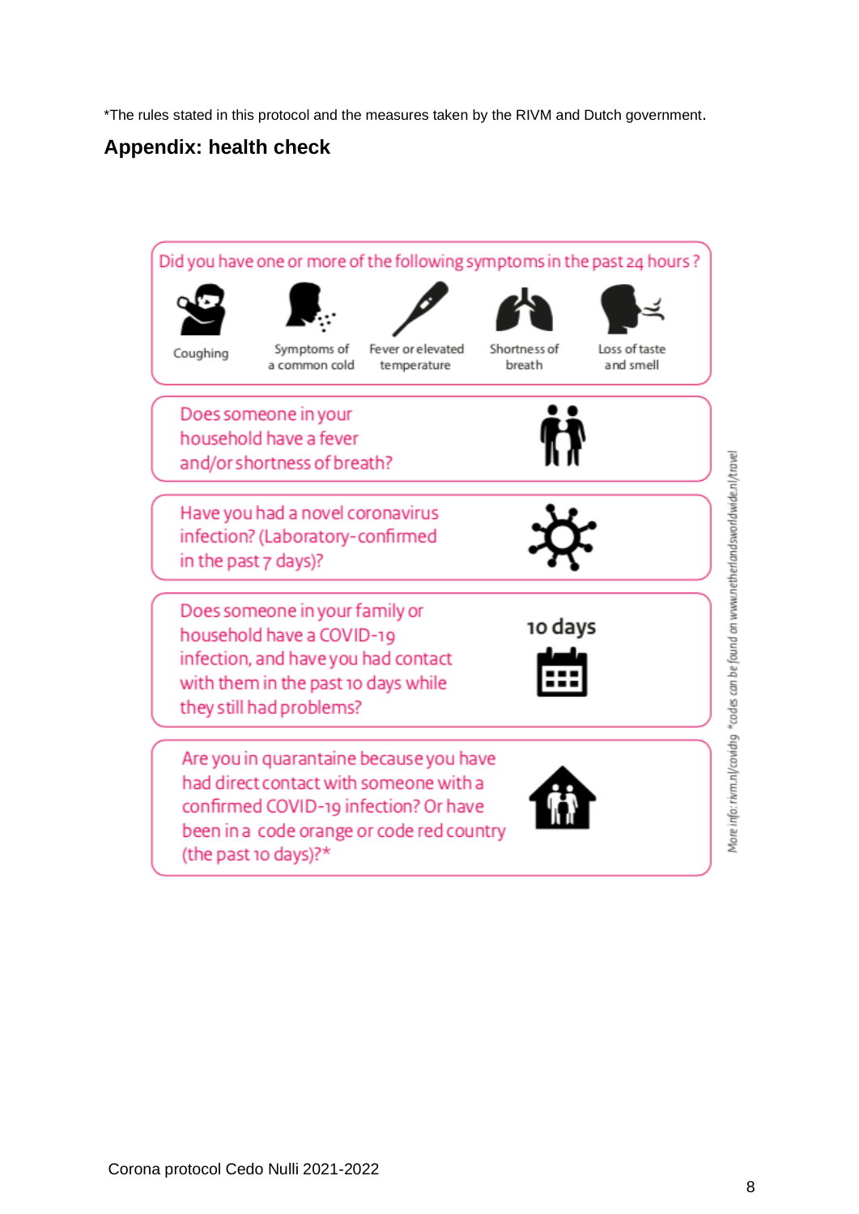*The rules stated in this protocol and the measures taken by the RIVM and Dutch government.

## Appendix: health check

Did you have one or more of the following symptoms in the past 24 hours?

- Coughing
- Symptoms of a common cold
- Fever or elevated temperature
- Shortness of breath
- Loss of taste and smell

Does someone in your household have a fever and/or shortness of breath?

Have you had a novel coronavirus infection? (Laboratory-confirmed in the past 7 days)?

Does someone in your family or household have a COVID-19 infection, and have you had contact with them in the past 10 days while they still had problems?

10 days

Are you in quarantaine because you have had direct contact with someone with a confirmed COVID-19 infection? Or have been in a code orange or code red country (the past 10 days)?*

More info: rivm.nl/covid19 *codes can be found on www.netherlandsworldwide.nl/travel

Corona protocol Cedo Nulli 2021-2022